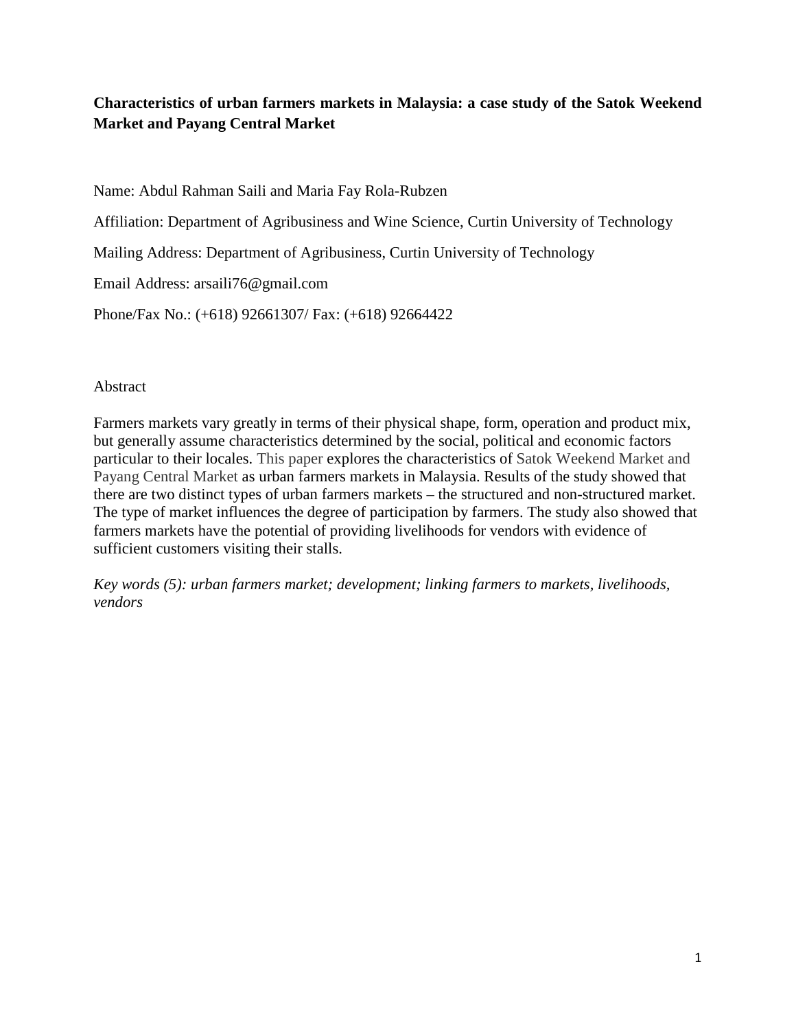**Characteristics of urban farmers markets in Malaysia: a case study of the Satok Weekend Market and Payang Central Market**

Name: Abdul Rahman Saili and Maria Fay Rola-Rubzen

Affiliation: Department of Agribusiness and Wine Science, Curtin University of Technology

Mailing Address: Department of Agribusiness, Curtin University of Technology

Email Address: arsaili76@gmail.com

Phone/Fax No.: (+618) 92661307/ Fax: (+618) 92664422

Abstract

Farmers markets vary greatly in terms of their physical shape, form, operation and product mix, but generally assume characteristics determined by the social, political and economic factors particular to their locales. This paper explores the characteristics of Satok Weekend Market and Payang Central Market as urban farmers markets in Malaysia. Results of the study showed that there are two distinct types of urban farmers markets – the structured and non-structured market. The type of market influences the degree of participation by farmers. The study also showed that farmers markets have the potential of providing livelihoods for vendors with evidence of sufficient customers visiting their stalls.

*Key words (5): urban farmers market; development; linking farmers to markets, livelihoods, vendors*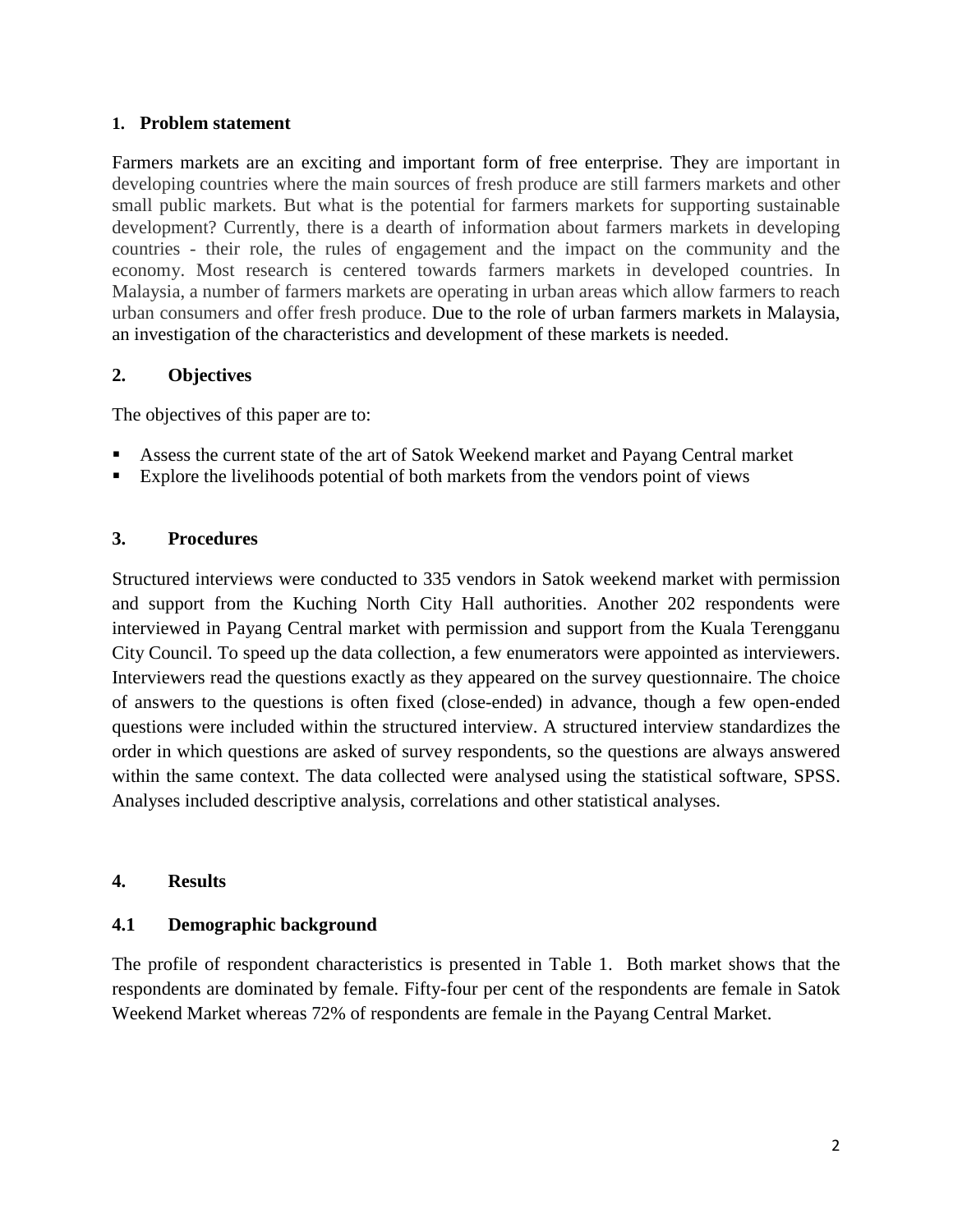## 1. Problem statement

Farmers markets are an exciting and important form of free enterprise. They are important in developing countries where the main sources of fresh produce are still farmers markets and other small public markets. But what is the potential for farmers markets for supporting sustainable development? Currently, there is a dearth of information about farmers markets in developing countries - their role, the rules of engagement and the impact on the community and the economy. Most research is centered towards farmers markets in developed countries. In Malaysia, a number of farmers markets are operating in urban areas which allow farmers to reach urban consumers and offer fresh produce. Due to the role of urban farmers markets in Malaysia, an investigation of the characteristics and development of these markets is needed.

## 2. Objectives

The objectives of this paper are to:

- Assess the current state of the art of Satok Weekend market and Payang Central market
- Explore the livelihoods potential of both markets from the vendors point of views

## 3. Procedures

Structured interviews were conducted to 335 vendors in Satok weekend market with permission and support from the Kuching North City Hall authorities. Another 202 respondents were interviewed in Payang Central market with permission and support from the Kuala Terengganu City Council. To speed up the data collection, a few enumerators were appointed as interviewers. Interviewers read the questions exactly as they appeared on the survey questionnaire. The choice of answers to the questions is often fixed (close-ended) in advance, though a few open-ended questions were included within the structured interview. A structured interview standardizes the order in which questions are asked of survey respondents, so the questions are always answered within the same context. The data collected were analysed using the statistical software, SPSS. Analyses included descriptive analysis, correlations and other statistical analyses.

## 4. Results

### 4.1 Demographic background

The profile of respondent characteristics is presented in Table 1. Both market shows that the respondents are dominated by female. Fifty-four per cent of the respondents are female in Satok Weekend Market whereas 72% of respondents are female in the Payang Central Market.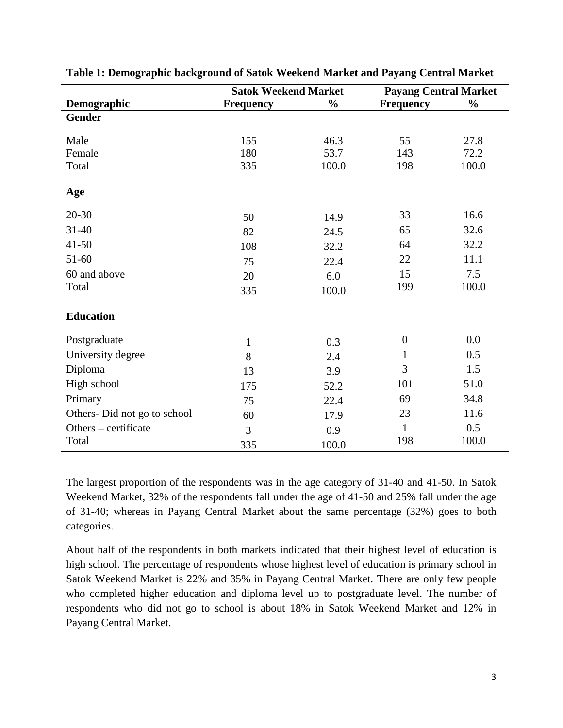**Table 1: Demographic background of Satok Weekend Market and Payang Central Market**

| | Satok Weekend Market | | Payang Central Market | |
|---|---|---|---|---|
| **Demographic** | **Frequency** | **%** | **Frequency** | **%** |
| **Gender** | | | | |
| Male | 155 | 46.3 | 55 | 27.8 |
| Female | 180 | 53.7 | 143 | 72.2 |
| Total | 335 | 100.0 | 198 | 100.0 |
| **Age** | | | | |
| 20-30 | 50 | 14.9 | 33 | 16.6 |
| 31-40 | 82 | 24.5 | 65 | 32.6 |
| 41-50 | 108 | 32.2 | 64 | 32.2 |
| 51-60 | 75 | 22.4 | 22 | 11.1 |
| 60 and above | 20 | 6.0 | 15 | 7.5 |
| Total | 335 | 100.0 | 199 | 100.0 |
| **Education** | | | | |
| Postgraduate | 1 | 0.3 | 0 | 0.0 |
| University degree | 8 | 2.4 | 1 | 0.5 |
| Diploma | 13 | 3.9 | 3 | 1.5 |
| High school | 175 | 52.2 | 101 | 51.0 |
| Primary | 75 | 22.4 | 69 | 34.8 |
| Others- Did not go to school | 60 | 17.9 | 23 | 11.6 |
| Others – certificate | 3 | 0.9 | 1 | 0.5 |
| Total | 335 | 100.0 | 198 | 100.0 |

The largest proportion of the respondents was in the age category of 31-40 and 41-50. In Satok Weekend Market, 32% of the respondents fall under the age of 41-50 and 25% fall under the age of 31-40; whereas in Payang Central Market about the same percentage (32%) goes to both categories.

About half of the respondents in both markets indicated that their highest level of education is high school. The percentage of respondents whose highest level of education is primary school in Satok Weekend Market is 22% and 35% in Payang Central Market. There are only few people who completed higher education and diploma level up to postgraduate level. The number of respondents who did not go to school is about 18% in Satok Weekend Market and 12% in Payang Central Market.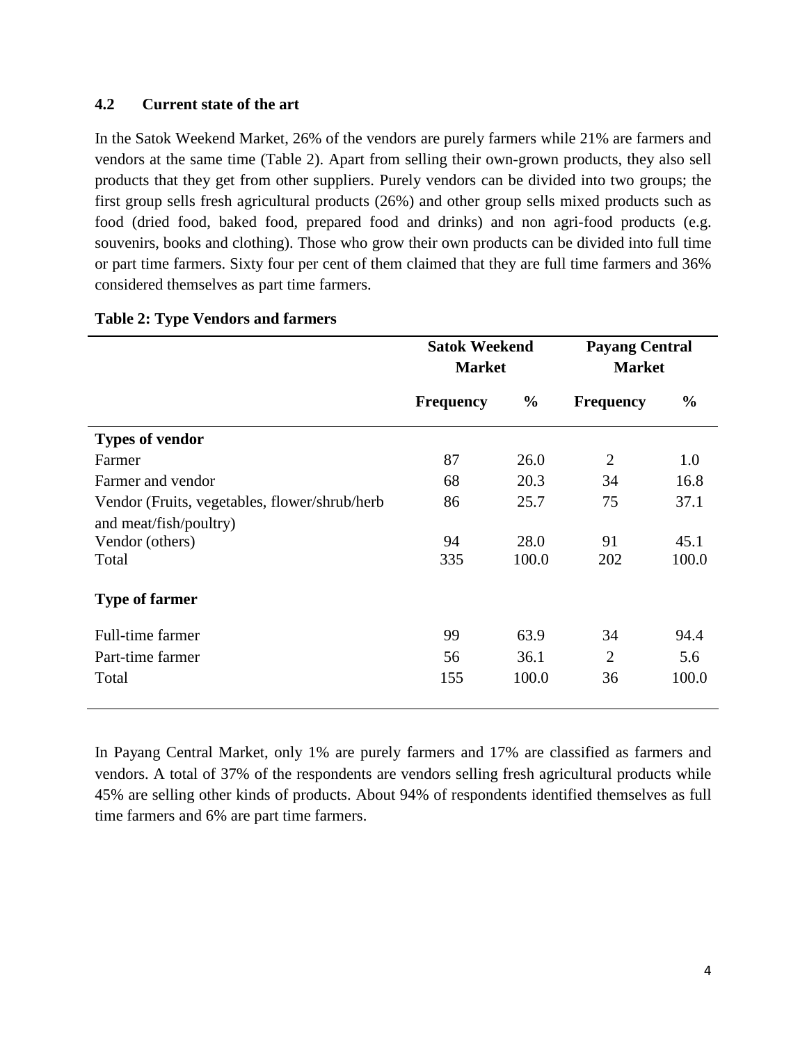### 4.2 Current state of the art

In the Satok Weekend Market, 26% of the vendors are purely farmers while 21% are farmers and vendors at the same time (Table 2). Apart from selling their own-grown products, they also sell products that they get from other suppliers. Purely vendors can be divided into two groups; the first group sells fresh agricultural products (26%) and other group sells mixed products such as food (dried food, baked food, prepared food and drinks) and non agri-food products (e.g. souvenirs, books and clothing). Those who grow their own products can be divided into full time or part time farmers. Sixty four per cent of them claimed that they are full time farmers and 36% considered themselves as part time farmers.

**Table 2: Type Vendors and farmers**

| | Satok Weekend Market | | Payang Central Market | |
|---|---|---|---|---|
| | **Frequency** | **%** | **Frequency** | **%** |
| **Types of vendor** | | | | |
| Farmer | 87 | 26.0 | 2 | 1.0 |
| Farmer and vendor | 68 | 20.3 | 34 | 16.8 |
| Vendor (Fruits, vegetables, flower/shrub/herb and meat/fish/poultry) | 86 | 25.7 | 75 | 37.1 |
| Vendor (others) | 94 | 28.0 | 91 | 45.1 |
| Total | 335 | 100.0 | 202 | 100.0 |
| **Type of farmer** | | | | |
| Full-time farmer | 99 | 63.9 | 34 | 94.4 |
| Part-time farmer | 56 | 36.1 | 2 | 5.6 |
| Total | 155 | 100.0 | 36 | 100.0 |

In Payang Central Market, only 1% are purely farmers and 17% are classified as farmers and vendors. A total of 37% of the respondents are vendors selling fresh agricultural products while 45% are selling other kinds of products. About 94% of respondents identified themselves as full time farmers and 6% are part time farmers.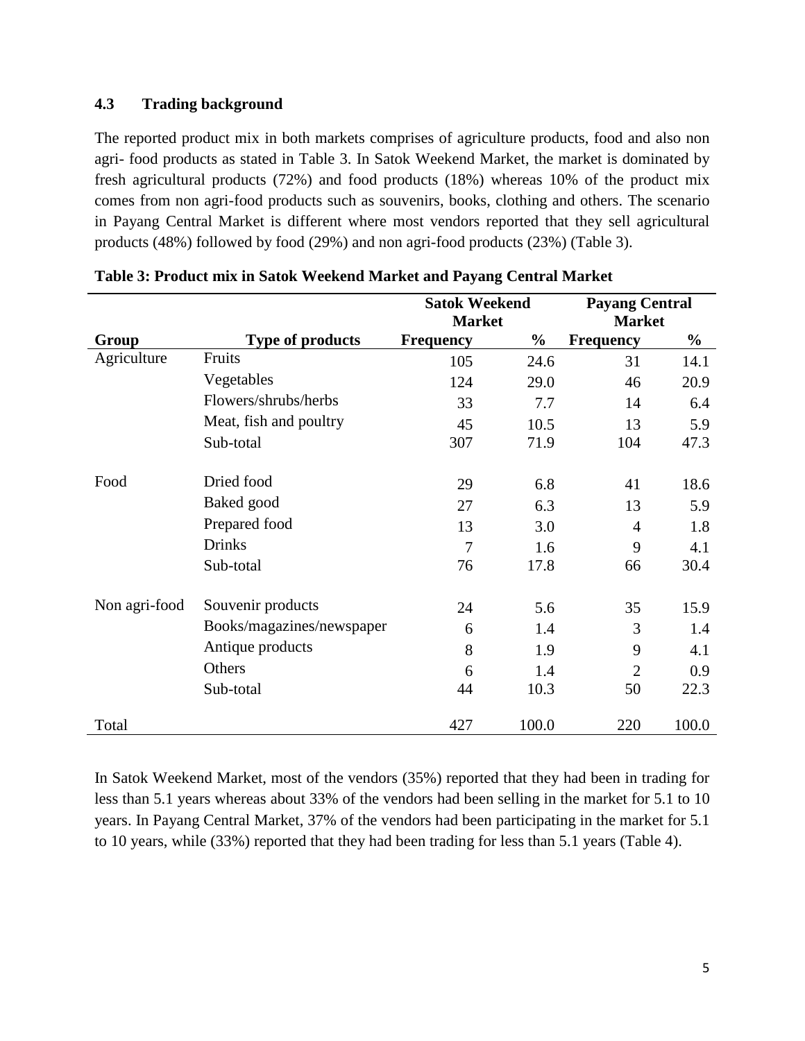### 4.3 Trading background

The reported product mix in both markets comprises of agriculture products, food and also non agri- food products as stated in Table 3. In Satok Weekend Market, the market is dominated by fresh agricultural products (72%) and food products (18%) whereas 10% of the product mix comes from non agri-food products such as souvenirs, books, clothing and others. The scenario in Payang Central Market is different where most vendors reported that they sell agricultural products (48%) followed by food (29%) and non agri-food products (23%) (Table 3).

**Table 3: Product mix in Satok Weekend Market and Payang Central Market**

| | | Satok Weekend Market | | Payang Central Market | |
|---|---|---|---|---|---|
| **Group** | **Type of products** | **Frequency** | **%** | **Frequency** | **%** |
| Agriculture | Fruits | 105 | 24.6 | 31 | 14.1 |
| | Vegetables | 124 | 29.0 | 46 | 20.9 |
| | Flowers/shrubs/herbs | 33 | 7.7 | 14 | 6.4 |
| | Meat, fish and poultry | 45 | 10.5 | 13 | 5.9 |
| | Sub-total | 307 | 71.9 | 104 | 47.3 |
| Food | Dried food | 29 | 6.8 | 41 | 18.6 |
| | Baked good | 27 | 6.3 | 13 | 5.9 |
| | Prepared food | 13 | 3.0 | 4 | 1.8 |
| | Drinks | 7 | 1.6 | 9 | 4.1 |
| | Sub-total | 76 | 17.8 | 66 | 30.4 |
| Non agri-food | Souvenir products | 24 | 5.6 | 35 | 15.9 |
| | Books/magazines/newspaper | 6 | 1.4 | 3 | 1.4 |
| | Antique products | 8 | 1.9 | 9 | 4.1 |
| | Others | 6 | 1.4 | 2 | 0.9 |
| | Sub-total | 44 | 10.3 | 50 | 22.3 |
| Total | | 427 | 100.0 | 220 | 100.0 |

In Satok Weekend Market, most of the vendors (35%) reported that they had been in trading for less than 5.1 years whereas about 33% of the vendors had been selling in the market for 5.1 to 10 years. In Payang Central Market, 37% of the vendors had been participating in the market for 5.1 to 10 years, while (33%) reported that they had been trading for less than 5.1 years (Table 4).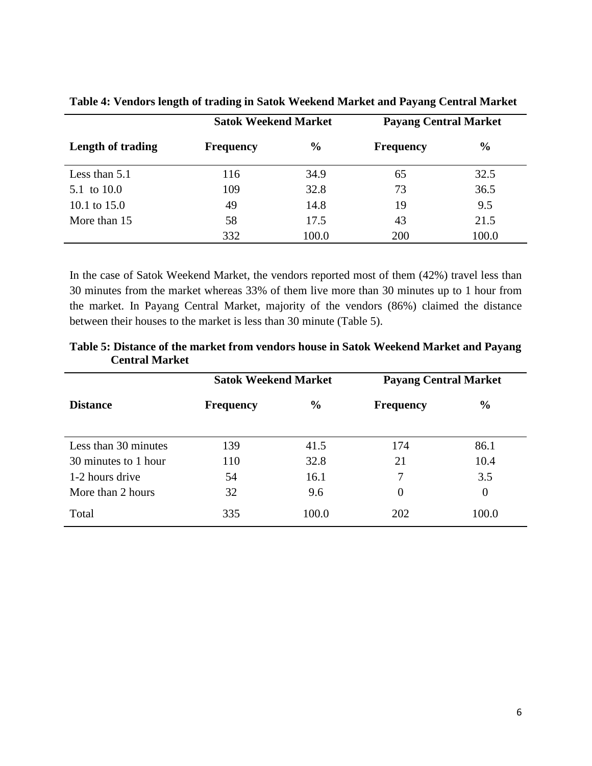**Table 4: Vendors length of trading in Satok Weekend Market and Payang Central Market**

| | Satok Weekend Market | | Payang Central Market | |
|---|---|---|---|---|
| **Length of trading** | **Frequency** | **%** | **Frequency** | **%** |
| Less than 5.1 | 116 | 34.9 | 65 | 32.5 |
| 5.1 to 10.0 | 109 | 32.8 | 73 | 36.5 |
| 10.1 to 15.0 | 49 | 14.8 | 19 | 9.5 |
| More than 15 | 58 | 17.5 | 43 | 21.5 |
| | 332 | 100.0 | 200 | 100.0 |

In the case of Satok Weekend Market, the vendors reported most of them (42%) travel less than 30 minutes from the market whereas 33% of them live more than 30 minutes up to 1 hour from the market. In Payang Central Market, majority of the vendors (86%) claimed the distance between their houses to the market is less than 30 minute (Table 5).

**Table 5: Distance of the market from vendors house in Satok Weekend Market and Payang Central Market**

| | Satok Weekend Market | | Payang Central Market | |
|---|---|---|---|---|
| **Distance** | **Frequency** | **%** | **Frequency** | **%** |
| Less than 30 minutes | 139 | 41.5 | 174 | 86.1 |
| 30 minutes to 1 hour | 110 | 32.8 | 21 | 10.4 |
| 1-2 hours drive | 54 | 16.1 | 7 | 3.5 |
| More than 2 hours | 32 | 9.6 | 0 | 0 |
| Total | 335 | 100.0 | 202 | 100.0 |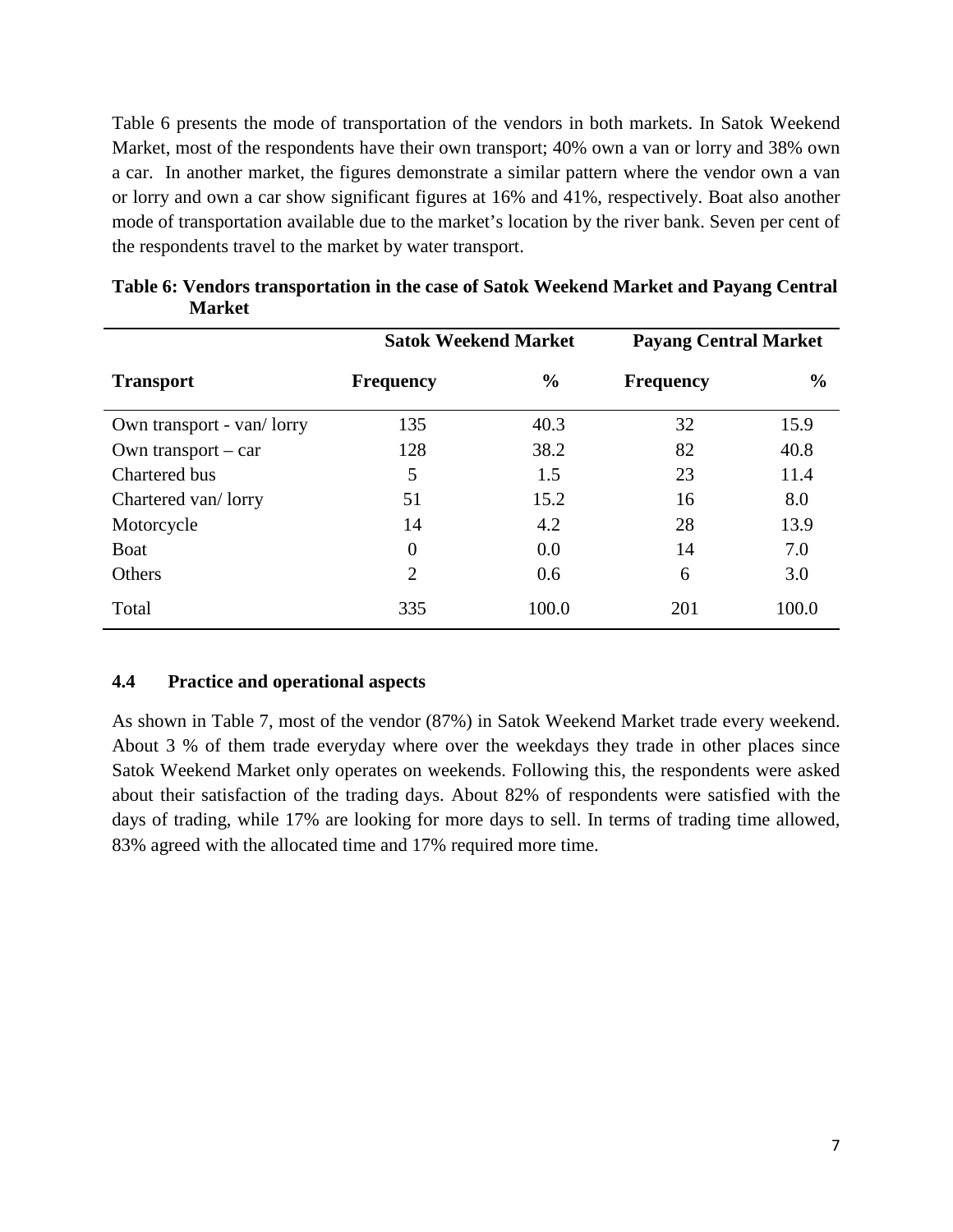Table 6 presents the mode of transportation of the vendors in both markets. In Satok Weekend Market, most of the respondents have their own transport; 40% own a van or lorry and 38% own a car. In another market, the figures demonstrate a similar pattern where the vendor own a van or lorry and own a car show significant figures at 16% and 41%, respectively. Boat also another mode of transportation available due to the market's location by the river bank. Seven per cent of the respondents travel to the market by water transport.

**Table 6: Vendors transportation in the case of Satok Weekend Market and Payang Central Market**

| | Satok Weekend Market | | Payang Central Market | |
|---|---|---|---|---|
| **Transport** | **Frequency** | **%** | **Frequency** | **%** |
| Own transport - van/ lorry | 135 | 40.3 | 32 | 15.9 |
| Own transport – car | 128 | 38.2 | 82 | 40.8 |
| Chartered bus | 5 | 1.5 | 23 | 11.4 |
| Chartered van/ lorry | 51 | 15.2 | 16 | 8.0 |
| Motorcycle | 14 | 4.2 | 28 | 13.9 |
| Boat | 0 | 0.0 | 14 | 7.0 |
| Others | 2 | 0.6 | 6 | 3.0 |
| Total | 335 | 100.0 | 201 | 100.0 |

### 4.4 Practice and operational aspects

As shown in Table 7, most of the vendor (87%) in Satok Weekend Market trade every weekend. About 3 % of them trade everyday where over the weekdays they trade in other places since Satok Weekend Market only operates on weekends. Following this, the respondents were asked about their satisfaction of the trading days. About 82% of respondents were satisfied with the days of trading, while 17% are looking for more days to sell. In terms of trading time allowed, 83% agreed with the allocated time and 17% required more time.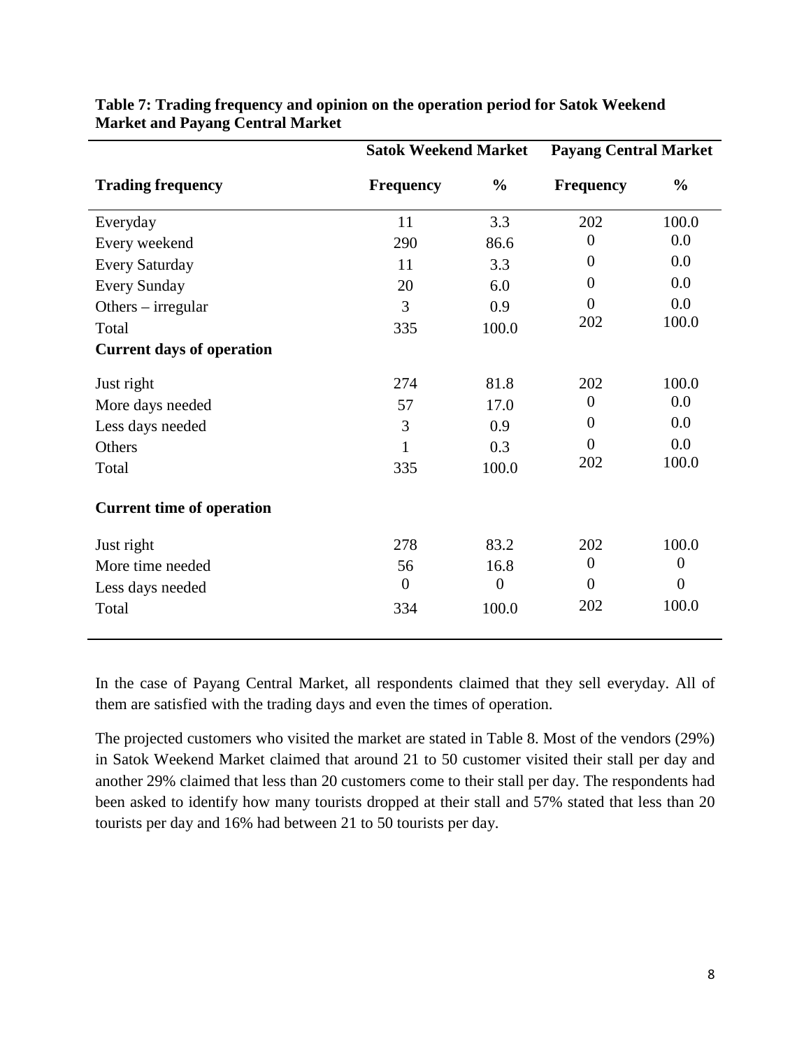**Table 7: Trading frequency and opinion on the operation period for Satok Weekend Market and Payang Central Market**

| | Satok Weekend Market | | Payang Central Market | |
|---|---|---|---|---|
| **Trading frequency** | **Frequency** | **%** | **Frequency** | **%** |
| Everyday | 11 | 3.3 | 202 | 100.0 |
| Every weekend | 290 | 86.6 | 0 | 0.0 |
| Every Saturday | 11 | 3.3 | 0 | 0.0 |
| Every Sunday | 20 | 6.0 | 0 | 0.0 |
| Others – irregular | 3 | 0.9 | 0 | 0.0 |
| Total | 335 | 100.0 | 202 | 100.0 |
| **Current days of operation** | | | | |
| Just right | 274 | 81.8 | 202 | 100.0 |
| More days needed | 57 | 17.0 | 0 | 0.0 |
| Less days needed | 3 | 0.9 | 0 | 0.0 |
| Others | 1 | 0.3 | 0 | 0.0 |
| Total | 335 | 100.0 | 202 | 100.0 |
| **Current time of operation** | | | | |
| Just right | 278 | 83.2 | 202 | 100.0 |
| More time needed | 56 | 16.8 | 0 | 0 |
| Less days needed | 0 | 0 | 0 | 0 |
| Total | 334 | 100.0 | 202 | 100.0 |

In the case of Payang Central Market, all respondents claimed that they sell everyday. All of them are satisfied with the trading days and even the times of operation.

The projected customers who visited the market are stated in Table 8. Most of the vendors (29%) in Satok Weekend Market claimed that around 21 to 50 customer visited their stall per day and another 29% claimed that less than 20 customers come to their stall per day. The respondents had been asked to identify how many tourists dropped at their stall and 57% stated that less than 20 tourists per day and 16% had between 21 to 50 tourists per day.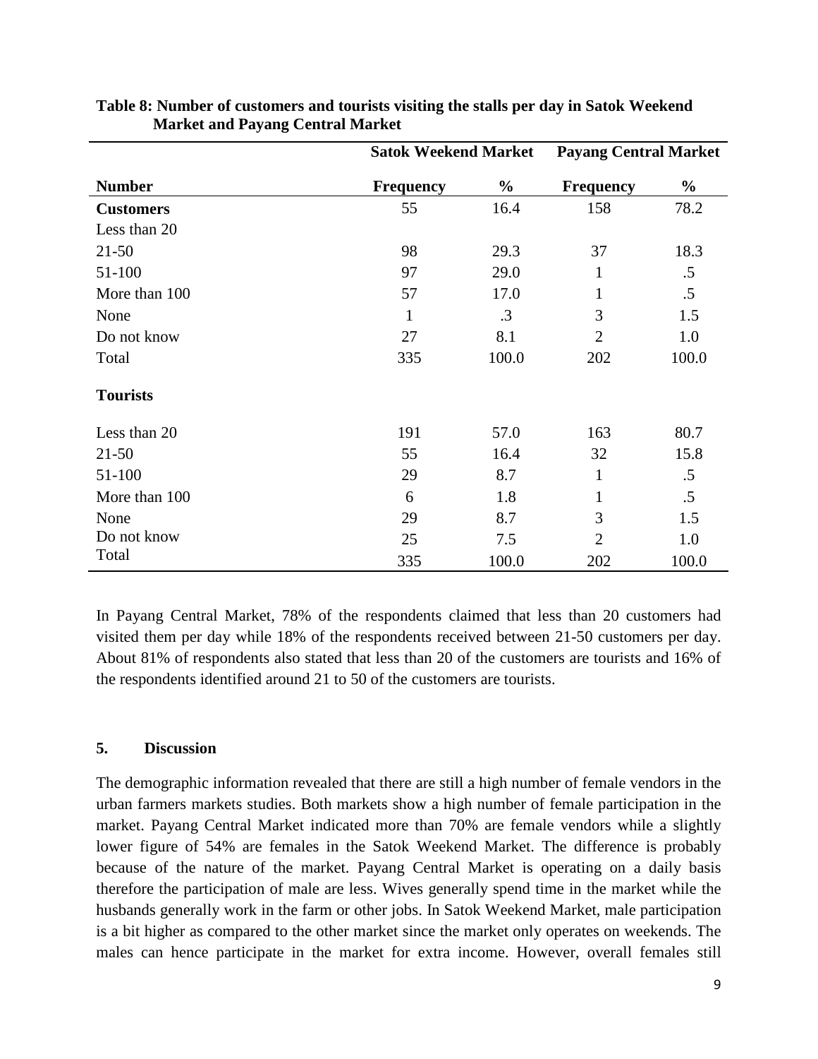**Table 8: Number of customers and tourists visiting the stalls per day in Satok Weekend Market and Payang Central Market**

| | Satok Weekend Market | | Payang Central Market | |
|---|---|---|---|---|
| **Number** | **Frequency** | **%** | **Frequency** | **%** |
| **Customers** | 55 | 16.4 | 158 | 78.2 |
| Less than 20 | | | | |
| 21-50 | 98 | 29.3 | 37 | 18.3 |
| 51-100 | 97 | 29.0 | 1 | .5 |
| More than 100 | 57 | 17.0 | 1 | .5 |
| None | 1 | .3 | 3 | 1.5 |
| Do not know | 27 | 8.1 | 2 | 1.0 |
| Total | 335 | 100.0 | 202 | 100.0 |
| **Tourists** | | | | |
| Less than 20 | 191 | 57.0 | 163 | 80.7 |
| 21-50 | 55 | 16.4 | 32 | 15.8 |
| 51-100 | 29 | 8.7 | 1 | .5 |
| More than 100 | 6 | 1.8 | 1 | .5 |
| None | 29 | 8.7 | 3 | 1.5 |
| Do not know | 25 | 7.5 | 2 | 1.0 |
| Total | 335 | 100.0 | 202 | 100.0 |

In Payang Central Market, 78% of the respondents claimed that less than 20 customers had visited them per day while 18% of the respondents received between 21-50 customers per day. About 81% of respondents also stated that less than 20 of the customers are tourists and 16% of the respondents identified around 21 to 50 of the customers are tourists.

## 5. Discussion

The demographic information revealed that there are still a high number of female vendors in the urban farmers markets studies. Both markets show a high number of female participation in the market. Payang Central Market indicated more than 70% are female vendors while a slightly lower figure of 54% are females in the Satok Weekend Market. The difference is probably because of the nature of the market. Payang Central Market is operating on a daily basis therefore the participation of male are less. Wives generally spend time in the market while the husbands generally work in the farm or other jobs. In Satok Weekend Market, male participation is a bit higher as compared to the other market since the market only operates on weekends. The males can hence participate in the market for extra income. However, overall females still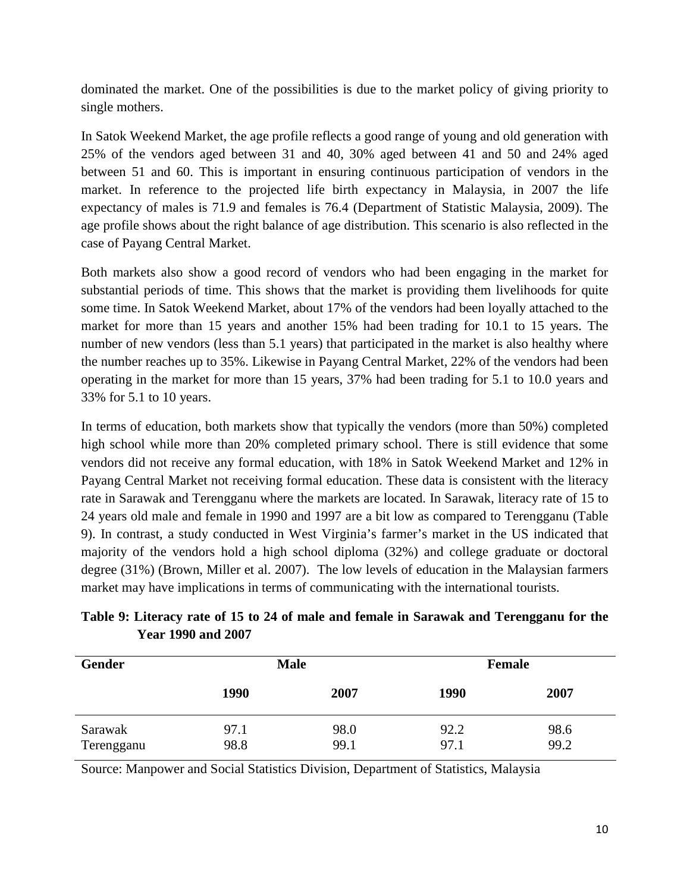dominated the market. One of the possibilities is due to the market policy of giving priority to single mothers.

In Satok Weekend Market, the age profile reflects a good range of young and old generation with 25% of the vendors aged between 31 and 40, 30% aged between 41 and 50 and 24% aged between 51 and 60. This is important in ensuring continuous participation of vendors in the market. In reference to the projected life birth expectancy in Malaysia, in 2007 the life expectancy of males is 71.9 and females is 76.4 (Department of Statistic Malaysia, 2009). The age profile shows about the right balance of age distribution. This scenario is also reflected in the case of Payang Central Market.

Both markets also show a good record of vendors who had been engaging in the market for substantial periods of time. This shows that the market is providing them livelihoods for quite some time. In Satok Weekend Market, about 17% of the vendors had been loyally attached to the market for more than 15 years and another 15% had been trading for 10.1 to 15 years. The number of new vendors (less than 5.1 years) that participated in the market is also healthy where the number reaches up to 35%. Likewise in Payang Central Market, 22% of the vendors had been operating in the market for more than 15 years, 37% had been trading for 5.1 to 10.0 years and 33% for 5.1 to 10 years.

In terms of education, both markets show that typically the vendors (more than 50%) completed high school while more than 20% completed primary school. There is still evidence that some vendors did not receive any formal education, with 18% in Satok Weekend Market and 12% in Payang Central Market not receiving formal education. These data is consistent with the literacy rate in Sarawak and Terengganu where the markets are located. In Sarawak, literacy rate of 15 to 24 years old male and female in 1990 and 1997 are a bit low as compared to Terengganu (Table 9). In contrast, a study conducted in West Virginia's farmer's market in the US indicated that majority of the vendors hold a high school diploma (32%) and college graduate or doctoral degree (31%) (Brown, Miller et al. 2007). The low levels of education in the Malaysian farmers market may have implications in terms of communicating with the international tourists.

**Table 9: Literacy rate of 15 to 24 of male and female in Sarawak and Terengganu for the Year 1990 and 2007**

| Gender | Male | | Female | |
|---|---|---|---|---|
| | 1990 | 2007 | 1990 | 2007 |
| Sarawak | 97.1 | 98.0 | 92.2 | 98.6 |
| Terengganu | 98.8 | 99.1 | 97.1 | 99.2 |

Source: Manpower and Social Statistics Division, Department of Statistics, Malaysia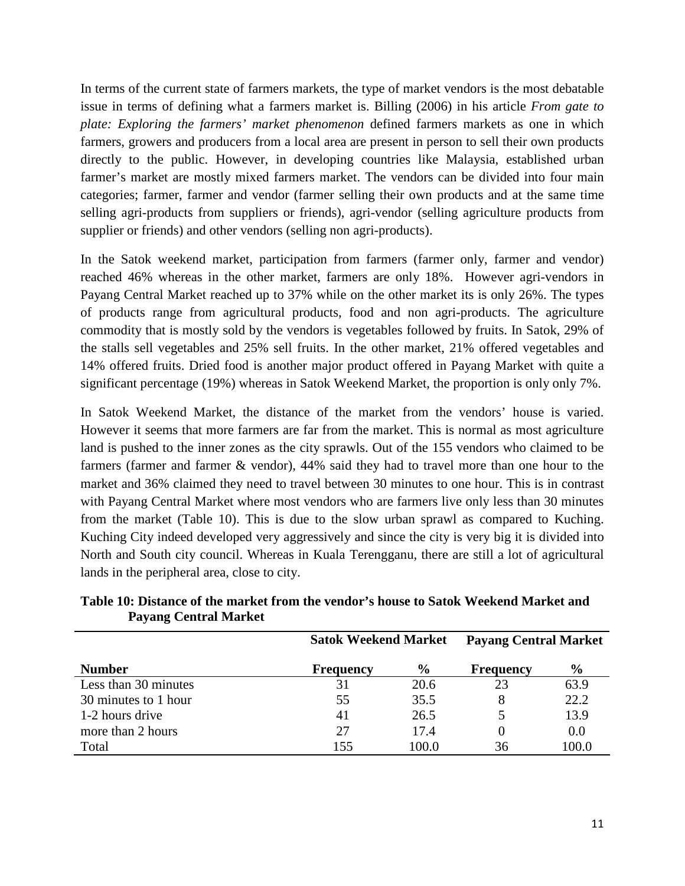In terms of the current state of farmers markets, the type of market vendors is the most debatable issue in terms of defining what a farmers market is. Billing (2006) in his article *From gate to plate: Exploring the farmers' market phenomenon* defined farmers markets as one in which farmers, growers and producers from a local area are present in person to sell their own products directly to the public. However, in developing countries like Malaysia, established urban farmer's market are mostly mixed farmers market. The vendors can be divided into four main categories; farmer, farmer and vendor (farmer selling their own products and at the same time selling agri-products from suppliers or friends), agri-vendor (selling agriculture products from supplier or friends) and other vendors (selling non agri-products).

In the Satok weekend market, participation from farmers (farmer only, farmer and vendor) reached 46% whereas in the other market, farmers are only 18%. However agri-vendors in Payang Central Market reached up to 37% while on the other market its is only 26%. The types of products range from agricultural products, food and non agri-products. The agriculture commodity that is mostly sold by the vendors is vegetables followed by fruits. In Satok, 29% of the stalls sell vegetables and 25% sell fruits. In the other market, 21% offered vegetables and 14% offered fruits. Dried food is another major product offered in Payang Market with quite a significant percentage (19%) whereas in Satok Weekend Market, the proportion is only only 7%.

In Satok Weekend Market, the distance of the market from the vendors' house is varied. However it seems that more farmers are far from the market. This is normal as most agriculture land is pushed to the inner zones as the city sprawls. Out of the 155 vendors who claimed to be farmers (farmer and farmer & vendor), 44% said they had to travel more than one hour to the market and 36% claimed they need to travel between 30 minutes to one hour. This is in contrast with Payang Central Market where most vendors who are farmers live only less than 30 minutes from the market (Table 10). This is due to the slow urban sprawl as compared to Kuching. Kuching City indeed developed very aggressively and since the city is very big it is divided into North and South city council. Whereas in Kuala Terengganu, there are still a lot of agricultural lands in the peripheral area, close to city.

**Table 10: Distance of the market from the vendor's house to Satok Weekend Market and Payang Central Market**

| | **Satok Weekend Market** | | **Payang Central Market** | |
|---|---|---|---|---|
| **Number** | **Frequency** | **%** | **Frequency** | **%** |
| Less than 30 minutes | 31 | 20.6 | 23 | 63.9 |
| 30 minutes to 1 hour | 55 | 35.5 | 8 | 22.2 |
| 1-2 hours drive | 41 | 26.5 | 5 | 13.9 |
| more than 2 hours | 27 | 17.4 | 0 | 0.0 |
| Total | 155 | 100.0 | 36 | 100.0 |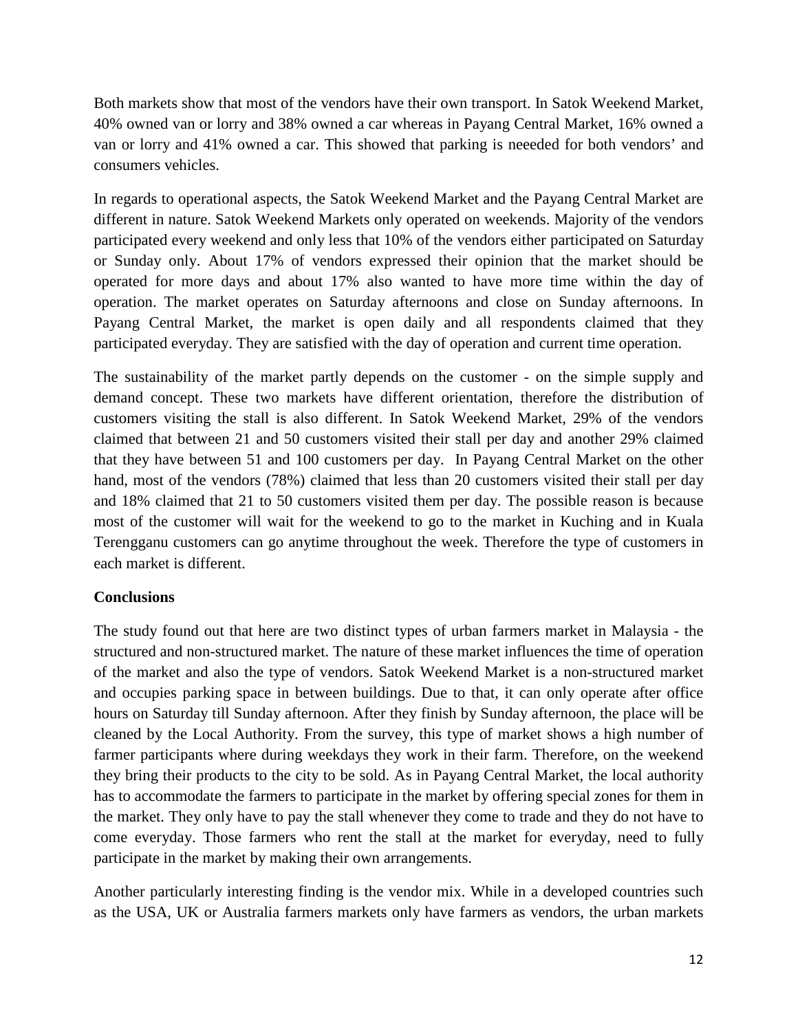Both markets show that most of the vendors have their own transport. In Satok Weekend Market, 40% owned van or lorry and 38% owned a car whereas in Payang Central Market, 16% owned a van or lorry and 41% owned a car. This showed that parking is neeeded for both vendors' and consumers vehicles.

In regards to operational aspects, the Satok Weekend Market and the Payang Central Market are different in nature. Satok Weekend Markets only operated on weekends. Majority of the vendors participated every weekend and only less that 10% of the vendors either participated on Saturday or Sunday only. About 17% of vendors expressed their opinion that the market should be operated for more days and about 17% also wanted to have more time within the day of operation. The market operates on Saturday afternoons and close on Sunday afternoons. In Payang Central Market, the market is open daily and all respondents claimed that they participated everyday. They are satisfied with the day of operation and current time operation.

The sustainability of the market partly depends on the customer - on the simple supply and demand concept. These two markets have different orientation, therefore the distribution of customers visiting the stall is also different. In Satok Weekend Market, 29% of the vendors claimed that between 21 and 50 customers visited their stall per day and another 29% claimed that they have between 51 and 100 customers per day. In Payang Central Market on the other hand, most of the vendors (78%) claimed that less than 20 customers visited their stall per day and 18% claimed that 21 to 50 customers visited them per day. The possible reason is because most of the customer will wait for the weekend to go to the market in Kuching and in Kuala Terengganu customers can go anytime throughout the week. Therefore the type of customers in each market is different.

**Conclusions**

The study found out that here are two distinct types of urban farmers market in Malaysia - the structured and non-structured market. The nature of these market influences the time of operation of the market and also the type of vendors. Satok Weekend Market is a non-structured market and occupies parking space in between buildings. Due to that, it can only operate after office hours on Saturday till Sunday afternoon. After they finish by Sunday afternoon, the place will be cleaned by the Local Authority. From the survey, this type of market shows a high number of farmer participants where during weekdays they work in their farm. Therefore, on the weekend they bring their products to the city to be sold. As in Payang Central Market, the local authority has to accommodate the farmers to participate in the market by offering special zones for them in the market. They only have to pay the stall whenever they come to trade and they do not have to come everyday. Those farmers who rent the stall at the market for everyday, need to fully participate in the market by making their own arrangements.

Another particularly interesting finding is the vendor mix. While in a developed countries such as the USA, UK or Australia farmers markets only have farmers as vendors, the urban markets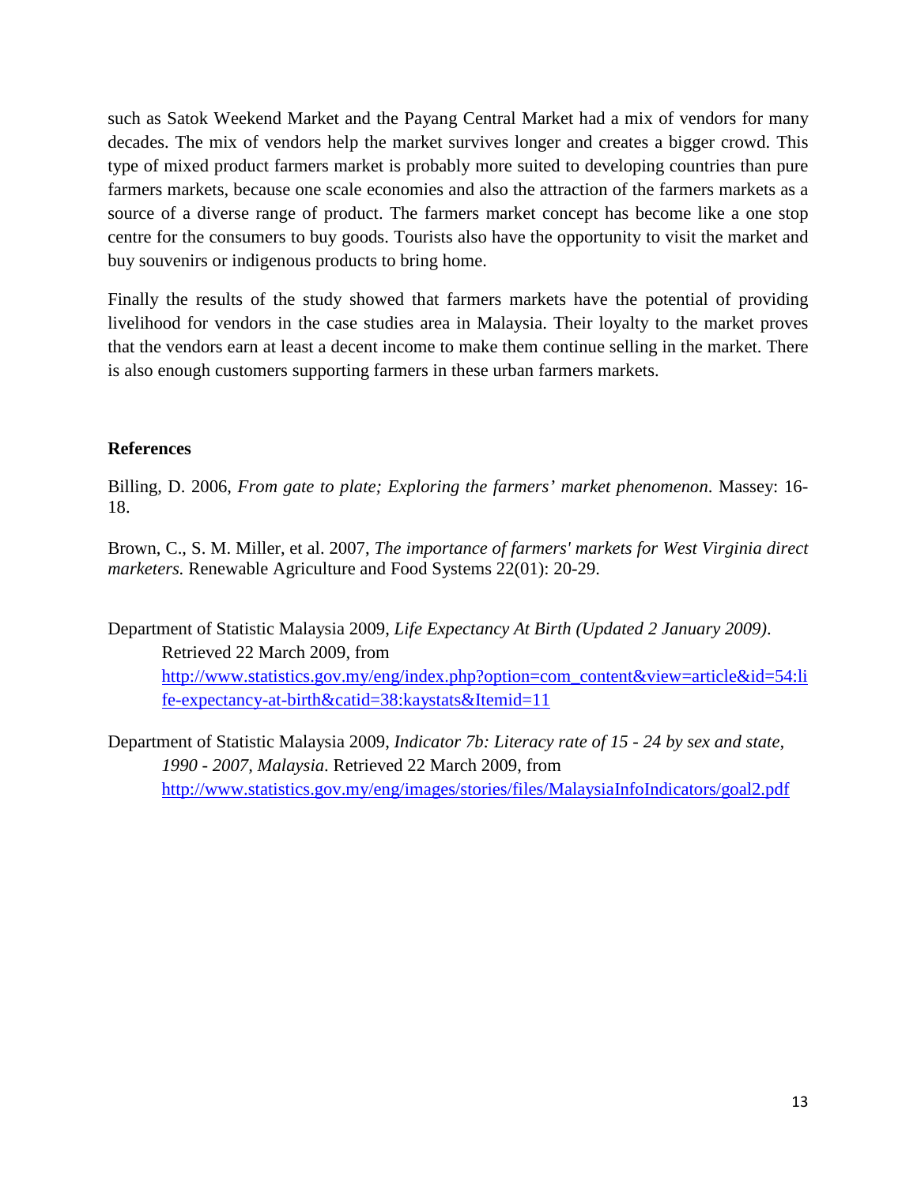such as Satok Weekend Market and the Payang Central Market had a mix of vendors for many decades. The mix of vendors help the market survives longer and creates a bigger crowd. This type of mixed product farmers market is probably more suited to developing countries than pure farmers markets, because one scale economies and also the attraction of the farmers markets as a source of a diverse range of product. The farmers market concept has become like a one stop centre for the consumers to buy goods. Tourists also have the opportunity to visit the market and buy souvenirs or indigenous products to bring home.

Finally the results of the study showed that farmers markets have the potential of providing livelihood for vendors in the case studies area in Malaysia. Their loyalty to the market proves that the vendors earn at least a decent income to make them continue selling in the market. There is also enough customers supporting farmers in these urban farmers markets.

**References**

Billing, D. 2006, *From gate to plate; Exploring the farmers' market phenomenon*. Massey: 16-18.

Brown, C., S. M. Miller, et al. 2007, *The importance of farmers' markets for West Virginia direct marketers.* Renewable Agriculture and Food Systems 22(01): 20-29.

Department of Statistic Malaysia 2009, *Life Expectancy At Birth (Updated 2 January 2009)*. Retrieved 22 March 2009, from http://www.statistics.gov.my/eng/index.php?option=com_content&view=article&id=54:life-expectancy-at-birth&catid=38:kaystats&Itemid=11

Department of Statistic Malaysia 2009, *Indicator 7b: Literacy rate of 15 - 24 by sex and state, 1990 - 2007, Malaysia*. Retrieved 22 March 2009, from http://www.statistics.gov.my/eng/images/stories/files/MalaysiaInfoIndicators/goal2.pdf